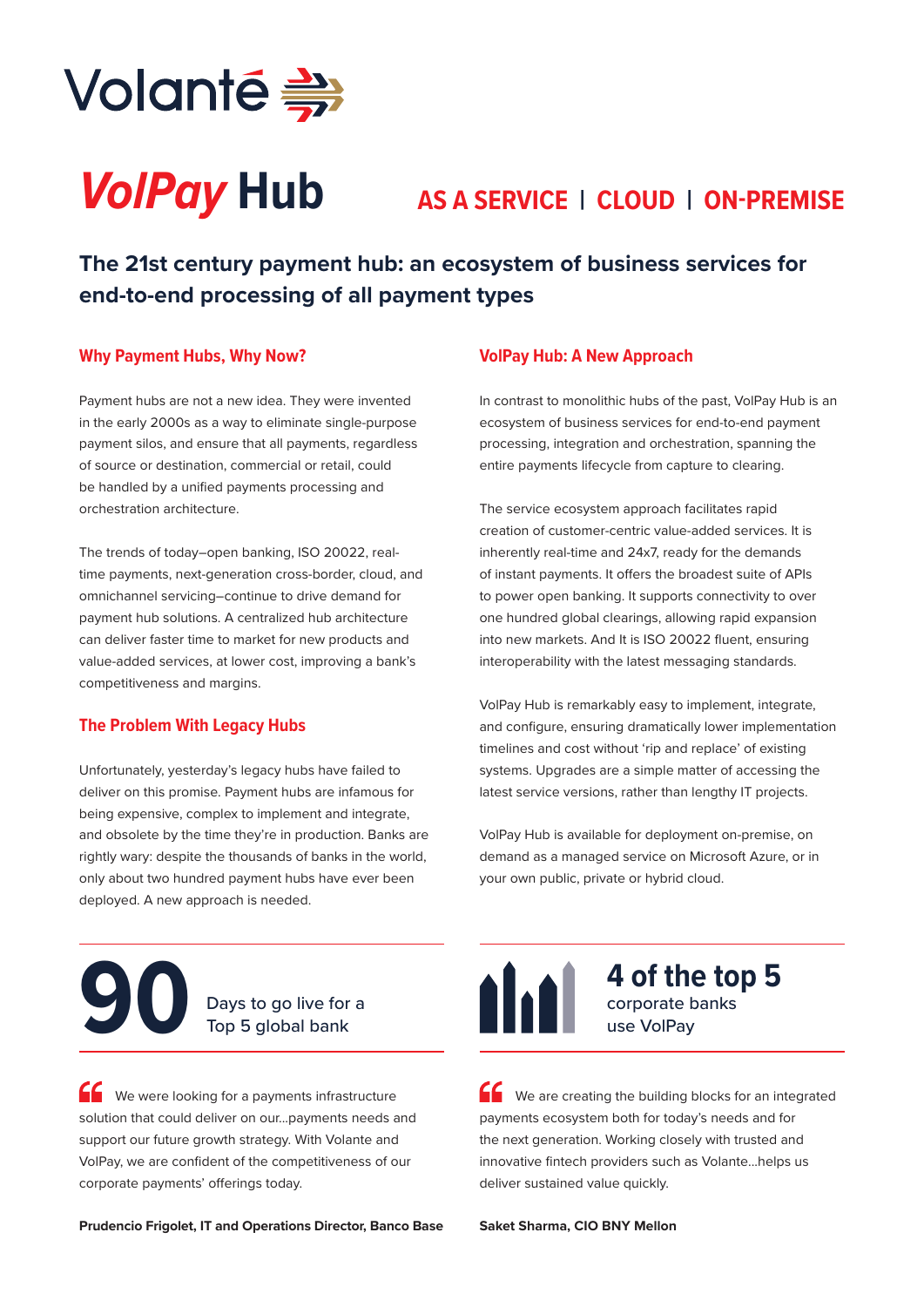Volanté

# *VolPay* Hub

**AS A SERVICE | CLOUD | ON-PREMISE**

## The 21st century payment hub: an ecosystem of business services for end-to-end processing of all payment types

### Why Payment Hubs, Why Now?

Payment hubs are not a new idea. They were invented in the early 2000s as a way to eliminate single-purpose payment silos, and ensure that all payments, regardless of source or destination, commercial or retail, could be handled by a unified payments processing and orchestration architecture.

The trends of today–open banking, ISO 20022, real-time payments, next-generation cross-border, cloud, and omnichannel servicing–continue to drive demand for payment hub solutions. A centralized hub architecture can deliver faster time to market for new products and value-added services, at lower cost, improving a bank's competitiveness and margins.

### The Problem With Legacy Hubs

Unfortunately, yesterday's legacy hubs have failed to deliver on this promise. Payment hubs are infamous for being expensive, complex to implement and integrate, and obsolete by the time they're in production. Banks are rightly wary: despite the thousands of banks in the world, only about two hundred payment hubs have ever been deployed. A new approach is needed.

### VolPay Hub: A New Approach

In contrast to monolithic hubs of the past, VolPay Hub is an ecosystem of business services for end-to-end payment processing, integration and orchestration, spanning the entire payments lifecycle from capture to clearing.

The service ecosystem approach facilitates rapid creation of customer-centric value-added services. It is inherently real-time and 24x7, ready for the demands of instant payments. It offers the broadest suite of APIs to power open banking. It supports connectivity to over one hundred global clearings, allowing rapid expansion into new markets. And It is ISO 20022 fluent, ensuring interoperability with the latest messaging standards.

VolPay Hub is remarkably easy to implement, integrate, and configure, ensuring dramatically lower implementation timelines and cost without 'rip and replace' of existing systems. Upgrades are a simple matter of accessing the latest service versions, rather than lengthy IT projects.

VolPay Hub is available for deployment on-premise, on demand as a managed service on Microsoft Azure, or in your own public, private or hybrid cloud.

**90** Days to go live for a Top 5 global bank

> We were looking for a payments infrastructure solution that could deliver on our...payments needs and support our future growth strategy. With Volante and VolPay, we are confident of the competitiveness of our corporate payments' offerings today.

**Prudencio Frigolet, IT and Operations Director, Banco Base**

**4 of the top 5** corporate banks use VolPay

> We are creating the building blocks for an integrated payments ecosystem both for today's needs and for the next generation. Working closely with trusted and innovative fintech providers such as Volante...helps us deliver sustained value quickly.

**Saket Sharma, CIO BNY Mellon**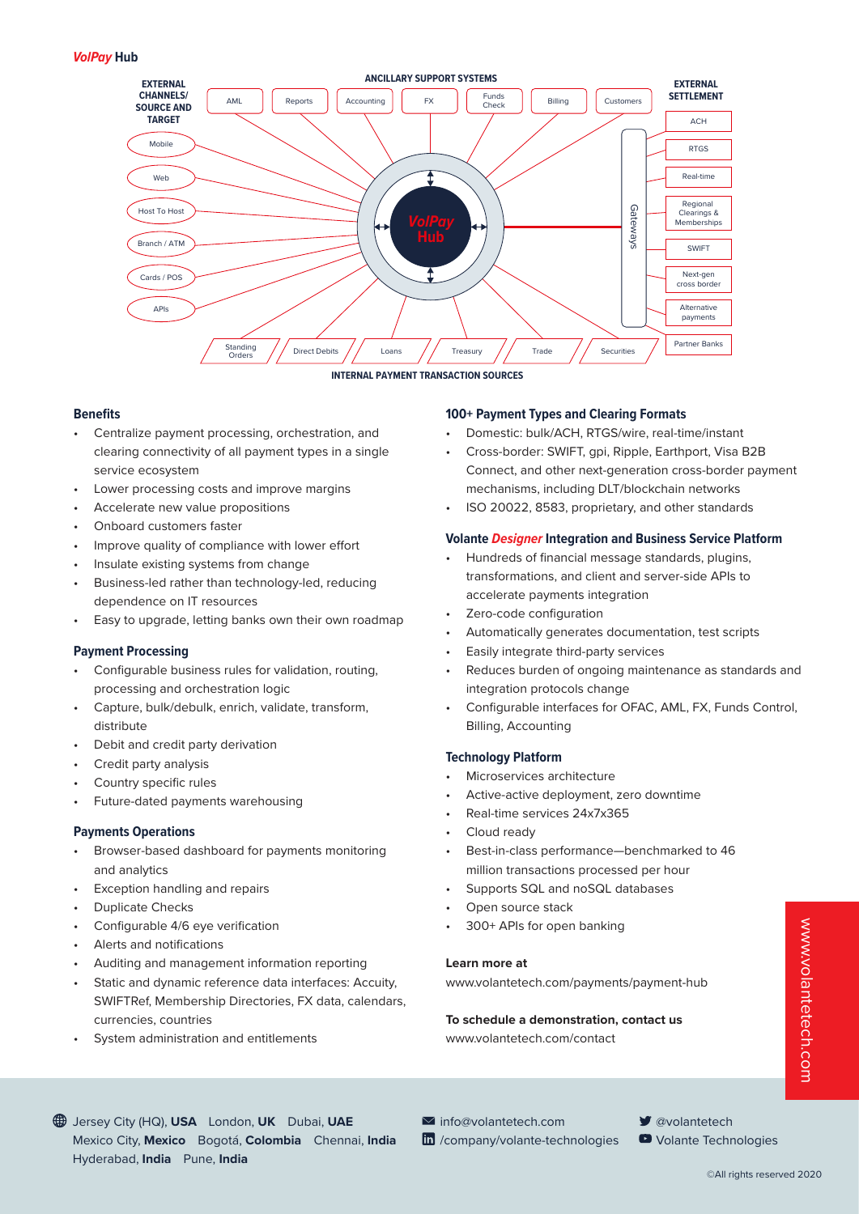***VolPay* Hub**

EXTERNAL CHANNELS/ SOURCE AND TARGET

Mobile

Web

Host To Host

Branch / ATM

Cards / POS

APIs

ANCILLARY SUPPORT SYSTEMS

AML

Reports

Accounting

FX

Funds Check

Billing

Customers

EXTERNAL SETTLEMENT

ACH

RTGS

Real-time

Regional Clearings & Memberships

SWIFT

Next-gen cross border

Alternative payments

Partner Banks

Gateways

VolPay Hub

Standing Orders

Direct Debits

Loans

Treasury

Trade

Securities

INTERNAL PAYMENT TRANSACTION SOURCES

### Benefits

- Centralize payment processing, orchestration, and clearing connectivity of all payment types in a single service ecosystem
- Lower processing costs and improve margins
- Accelerate new value propositions
- Onboard customers faster
- Improve quality of compliance with lower effort
- Insulate existing systems from change
- Business-led rather than technology-led, reducing dependence on IT resources
- Easy to upgrade, letting banks own their own roadmap

### Payment Processing

- Configurable business rules for validation, routing, processing and orchestration logic
- Capture, bulk/debulk, enrich, validate, transform, distribute
- Debit and credit party derivation
- Credit party analysis
- Country specific rules
- Future-dated payments warehousing

### Payments Operations

- Browser-based dashboard for payments monitoring and analytics
- Exception handling and repairs
- Duplicate Checks
- Configurable 4/6 eye verification
- Alerts and notifications
- Auditing and management information reporting
- Static and dynamic reference data interfaces: Accuity, SWIFTRef, Membership Directories, FX data, calendars, currencies, countries
- System administration and entitlements

### 100+ Payment Types and Clearing Formats

- Domestic: bulk/ACH, RTGS/wire, real-time/instant
- Cross-border: SWIFT, gpi, Ripple, Earthport, Visa B2B Connect, and other next-generation cross-border payment mechanisms, including DLT/blockchain networks
- ISO 20022, 8583, proprietary, and other standards

### Volante *Designer* Integration and Business Service Platform

- Hundreds of financial message standards, plugins, transformations, and client and server-side APIs to accelerate payments integration
- Zero-code configuration
- Automatically generates documentation, test scripts
- Easily integrate third-party services
- Reduces burden of ongoing maintenance as standards and integration protocols change
- Configurable interfaces for OFAC, AML, FX, Funds Control, Billing, Accounting

### Technology Platform

- Microservices architecture
- Active-active deployment, zero downtime
- Real-time services 24x7x365
- Cloud ready
- Best-in-class performance—benchmarked to 46 million transactions processed per hour
- Supports SQL and noSQL databases
- Open source stack
- 300+ APIs for open banking

**Learn more at**

www.volantetech.com/payments/payment-hub

**To schedule a demonstration, contact us**

www.volantetech.com/contact

www.volantetech.com

Jersey City (HQ), **USA** London, **UK** Dubai, **UAE** Mexico City, **Mexico** Bogotá, **Colombia** Chennai, **India** Hyderabad, **India** Pune, **India**

info@volantetech.com

/company/volante-technologies

@volantetech

Volante Technologies

©All rights reserved 2020